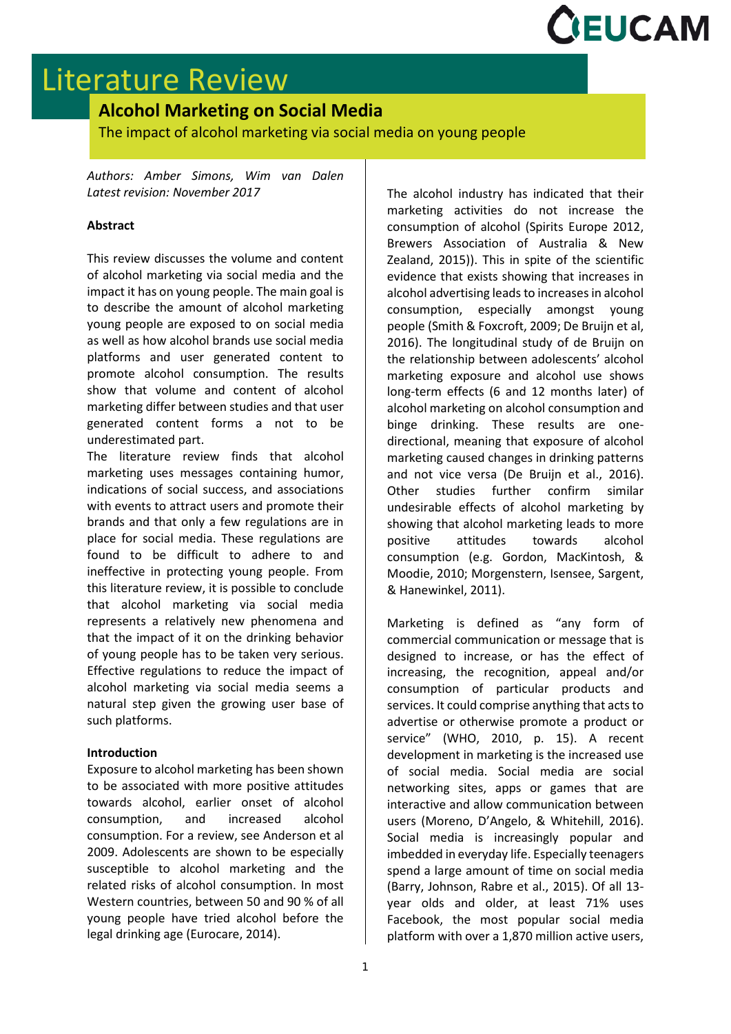# Literature Review

## Alcohol Marketing on Social Media

The impact of alcohol marketing via social media on young people

*Authors: Amber Simons, Wim van Dalen*
*Latest revision: November 2017*

**Abstract**

This review discusses the volume and content of alcohol marketing via social media and the impact it has on young people. The main goal is to describe the amount of alcohol marketing young people are exposed to on social media as well as how alcohol brands use social media platforms and user generated content to promote alcohol consumption. The results show that volume and content of alcohol marketing differ between studies and that user generated content forms a not to be underestimated part.

The literature review finds that alcohol marketing uses messages containing humor, indications of social success, and associations with events to attract users and promote their brands and that only a few regulations are in place for social media. These regulations are found to be difficult to adhere to and ineffective in protecting young people. From this literature review, it is possible to conclude that alcohol marketing via social media represents a relatively new phenomena and that the impact of it on the drinking behavior of young people has to be taken very serious. Effective regulations to reduce the impact of alcohol marketing via social media seems a natural step given the growing user base of such platforms.

**Introduction**

Exposure to alcohol marketing has been shown to be associated with more positive attitudes towards alcohol, earlier onset of alcohol consumption, and increased alcohol consumption. For a review, see Anderson et al 2009. Adolescents are shown to be especially susceptible to alcohol marketing and the related risks of alcohol consumption. In most Western countries, between 50 and 90 % of all young people have tried alcohol before the legal drinking age (Eurocare, 2014).

The alcohol industry has indicated that their marketing activities do not increase the consumption of alcohol (Spirits Europe 2012, Brewers Association of Australia & New Zealand, 2015)). This in spite of the scientific evidence that exists showing that increases in alcohol advertising leads to increases in alcohol consumption, especially amongst young people (Smith & Foxcroft, 2009; De Bruijn et al, 2016). The longitudinal study of de Bruijn on the relationship between adolescents' alcohol marketing exposure and alcohol use shows long-term effects (6 and 12 months later) of alcohol marketing on alcohol consumption and binge drinking. These results are one-directional, meaning that exposure of alcohol marketing caused changes in drinking patterns and not vice versa (De Bruijn et al., 2016). Other studies further confirm similar undesirable effects of alcohol marketing by showing that alcohol marketing leads to more positive attitudes towards alcohol consumption (e.g. Gordon, MacKintosh, & Moodie, 2010; Morgenstern, Isensee, Sargent, & Hanewinkel, 2011).

Marketing is defined as "any form of commercial communication or message that is designed to increase, or has the effect of increasing, the recognition, appeal and/or consumption of particular products and services. It could comprise anything that acts to advertise or otherwise promote a product or service" (WHO, 2010, p. 15). A recent development in marketing is the increased use of social media. Social media are social networking sites, apps or games that are interactive and allow communication between users (Moreno, D'Angelo, & Whitehill, 2016). Social media is increasingly popular and imbedded in everyday life. Especially teenagers spend a large amount of time on social media (Barry, Johnson, Rabre et al., 2015). Of all 13-year olds and older, at least 71% uses Facebook, the most popular social media platform with over a 1,870 million active users,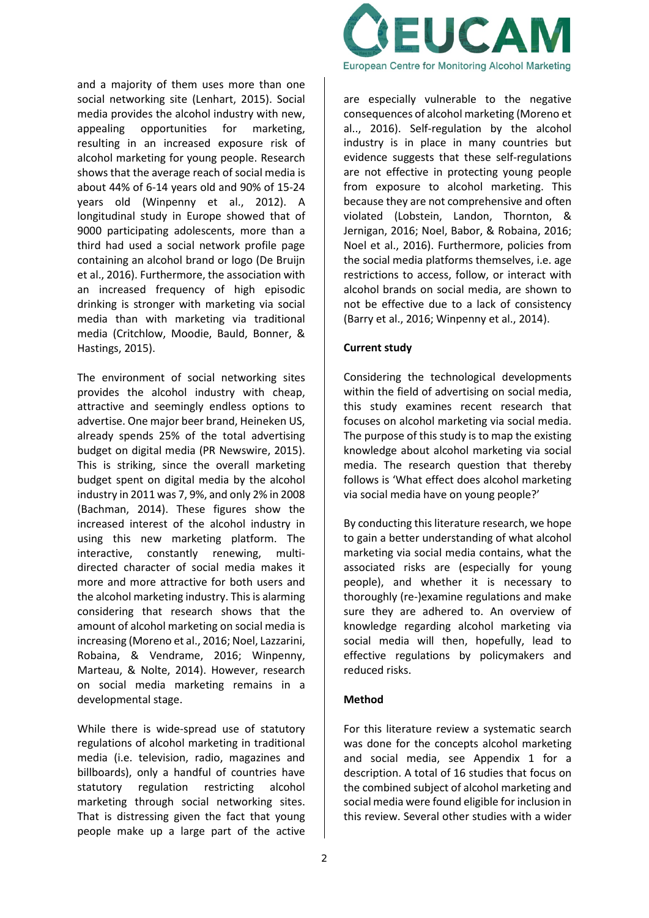and a majority of them uses more than one social networking site (Lenhart, 2015). Social media provides the alcohol industry with new, appealing opportunities for marketing, resulting in an increased exposure risk of alcohol marketing for young people. Research shows that the average reach of social media is about 44% of 6-14 years old and 90% of 15-24 years old (Winpenny et al., 2012). A longitudinal study in Europe showed that of 9000 participating adolescents, more than a third had used a social network profile page containing an alcohol brand or logo (De Bruijn et al., 2016). Furthermore, the association with an increased frequency of high episodic drinking is stronger with marketing via social media than with marketing via traditional media (Critchlow, Moodie, Bauld, Bonner, & Hastings, 2015).

The environment of social networking sites provides the alcohol industry with cheap, attractive and seemingly endless options to advertise. One major beer brand, Heineken US, already spends 25% of the total advertising budget on digital media (PR Newswire, 2015). This is striking, since the overall marketing budget spent on digital media by the alcohol industry in 2011 was 7, 9%, and only 2% in 2008 (Bachman, 2014). These figures show the increased interest of the alcohol industry in using this new marketing platform. The interactive, constantly renewing, multi-directed character of social media makes it more and more attractive for both users and the alcohol marketing industry. This is alarming considering that research shows that the amount of alcohol marketing on social media is increasing (Moreno et al., 2016; Noel, Lazzarini, Robaina, & Vendrame, 2016; Winpenny, Marteau, & Nolte, 2014). However, research on social media marketing remains in a developmental stage.

While there is wide-spread use of statutory regulations of alcohol marketing in traditional media (i.e. television, radio, magazines and billboards), only a handful of countries have statutory regulation restricting alcohol marketing through social networking sites. That is distressing given the fact that young people make up a large part of the active are especially vulnerable to the negative consequences of alcohol marketing (Moreno et al.., 2016). Self-regulation by the alcohol industry is in place in many countries but evidence suggests that these self-regulations are not effective in protecting young people from exposure to alcohol marketing. This because they are not comprehensive and often violated (Lobstein, Landon, Thornton, & Jernigan, 2016; Noel, Babor, & Robaina, 2016; Noel et al., 2016). Furthermore, policies from the social media platforms themselves, i.e. age restrictions to access, follow, or interact with alcohol brands on social media, are shown to not be effective due to a lack of consistency (Barry et al., 2016; Winpenny et al., 2014).

**Current study**

Considering the technological developments within the field of advertising on social media, this study examines recent research that focuses on alcohol marketing via social media. The purpose of this study is to map the existing knowledge about alcohol marketing via social media. The research question that thereby follows is 'What effect does alcohol marketing via social media have on young people?'

By conducting this literature research, we hope to gain a better understanding of what alcohol marketing via social media contains, what the associated risks are (especially for young people), and whether it is necessary to thoroughly (re-)examine regulations and make sure they are adhered to. An overview of knowledge regarding alcohol marketing via social media will then, hopefully, lead to effective regulations by policymakers and reduced risks.

**Method**

For this literature review a systematic search was done for the concepts alcohol marketing and social media, see Appendix 1 for a description. A total of 16 studies that focus on the combined subject of alcohol marketing and social media were found eligible for inclusion in this review. Several other studies with a wider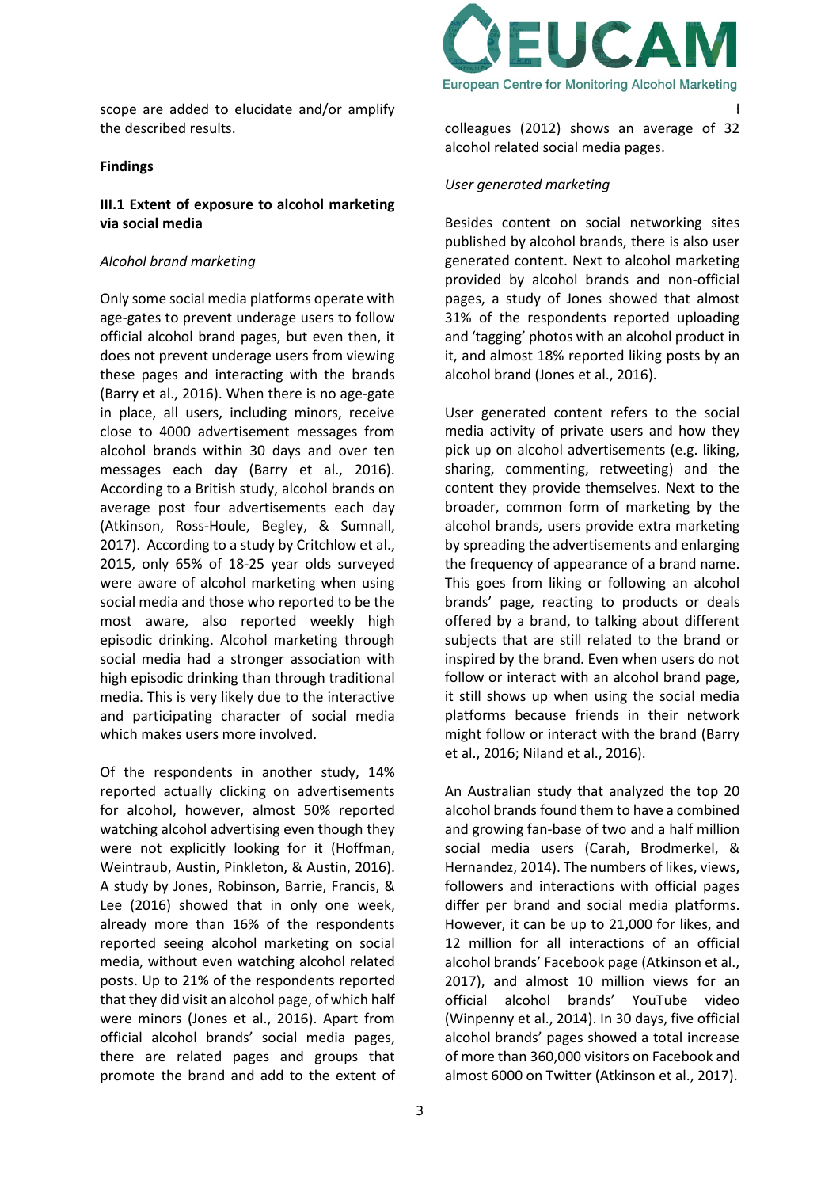scope are added to elucidate and/or amplify the described results.

**Findings**

**III.1 Extent of exposure to alcohol marketing via social media**

*Alcohol brand marketing*

Only some social media platforms operate with age-gates to prevent underage users to follow official alcohol brand pages, but even then, it does not prevent underage users from viewing these pages and interacting with the brands (Barry et al., 2016). When there is no age-gate in place, all users, including minors, receive close to 4000 advertisement messages from alcohol brands within 30 days and over ten messages each day (Barry et al., 2016). According to a British study, alcohol brands on average post four advertisements each day (Atkinson, Ross-Houle, Begley, & Sumnall, 2017). According to a study by Critchlow et al., 2015, only 65% of 18-25 year olds surveyed were aware of alcohol marketing when using social media and those who reported to be the most aware, also reported weekly high episodic drinking. Alcohol marketing through social media had a stronger association with high episodic drinking than through traditional media. This is very likely due to the interactive and participating character of social media which makes users more involved.

Of the respondents in another study, 14% reported actually clicking on advertisements for alcohol, however, almost 50% reported watching alcohol advertising even though they were not explicitly looking for it (Hoffman, Weintraub, Austin, Pinkleton, & Austin, 2016). A study by Jones, Robinson, Barrie, Francis, & Lee (2016) showed that in only one week, already more than 16% of the respondents reported seeing alcohol marketing on social media, without even watching alcohol related posts. Up to 21% of the respondents reported that they did visit an alcohol page, of which half were minors (Jones et al., 2016). Apart from official alcohol brands' social media pages, there are related pages and groups that promote the brand and add to the extent of colleagues (2012) shows an average of 32 alcohol related social media pages.

*User generated marketing*

Besides content on social networking sites published by alcohol brands, there is also user generated content. Next to alcohol marketing provided by alcohol brands and non-official pages, a study of Jones showed that almost 31% of the respondents reported uploading and 'tagging' photos with an alcohol product in it, and almost 18% reported liking posts by an alcohol brand (Jones et al., 2016).

User generated content refers to the social media activity of private users and how they pick up on alcohol advertisements (e.g. liking, sharing, commenting, retweeting) and the content they provide themselves. Next to the broader, common form of marketing by the alcohol brands, users provide extra marketing by spreading the advertisements and enlarging the frequency of appearance of a brand name. This goes from liking or following an alcohol brands' page, reacting to products or deals offered by a brand, to talking about different subjects that are still related to the brand or inspired by the brand. Even when users do not follow or interact with an alcohol brand page, it still shows up when using the social media platforms because friends in their network might follow or interact with the brand (Barry et al., 2016; Niland et al., 2016).

An Australian study that analyzed the top 20 alcohol brands found them to have a combined and growing fan-base of two and a half million social media users (Carah, Brodmerkel, & Hernandez, 2014). The numbers of likes, views, followers and interactions with official pages differ per brand and social media platforms. However, it can be up to 21,000 for likes, and 12 million for all interactions of an official alcohol brands' Facebook page (Atkinson et al., 2017), and almost 10 million views for an official alcohol brands' YouTube video (Winpenny et al., 2014). In 30 days, five official alcohol brands' pages showed a total increase of more than 360,000 visitors on Facebook and almost 6000 on Twitter (Atkinson et al., 2017).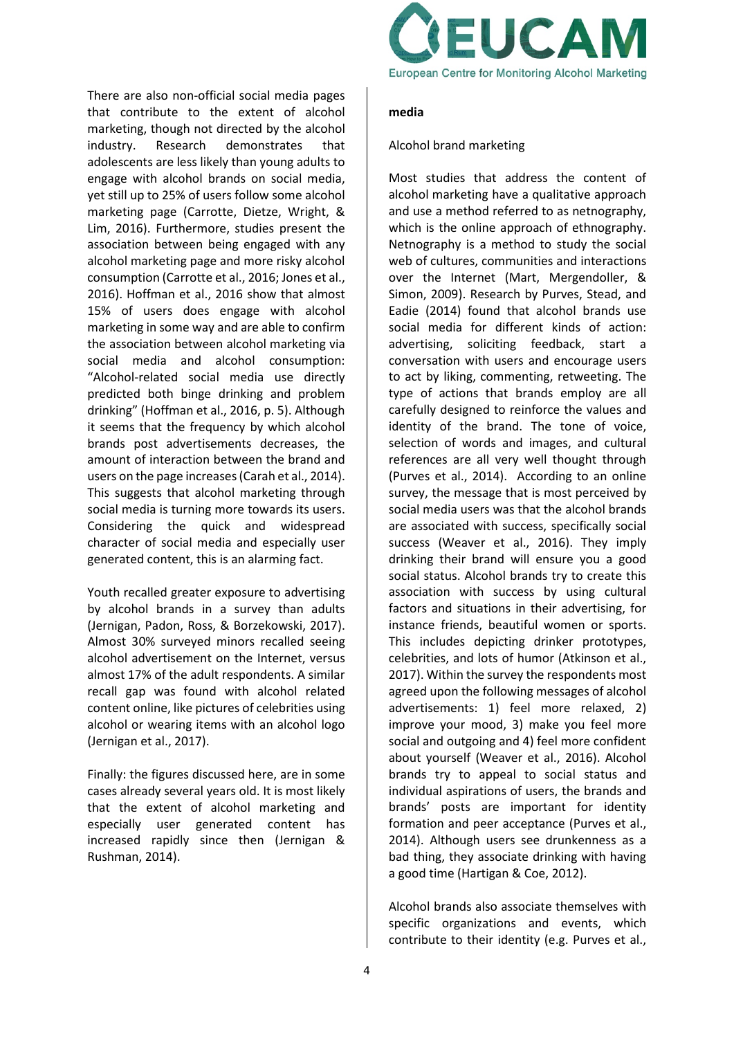There are also non-official social media pages that contribute to the extent of alcohol marketing, though not directed by the alcohol industry. Research demonstrates that adolescents are less likely than young adults to engage with alcohol brands on social media, yet still up to 25% of users follow some alcohol marketing page (Carrotte, Dietze, Wright, & Lim, 2016). Furthermore, studies present the association between being engaged with any alcohol marketing page and more risky alcohol consumption (Carrotte et al., 2016; Jones et al., 2016). Hoffman et al., 2016 show that almost 15% of users does engage with alcohol marketing in some way and are able to confirm the association between alcohol marketing via social media and alcohol consumption: "Alcohol-related social media use directly predicted both binge drinking and problem drinking" (Hoffman et al., 2016, p. 5). Although it seems that the frequency by which alcohol brands post advertisements decreases, the amount of interaction between the brand and users on the page increases (Carah et al., 2014). This suggests that alcohol marketing through social media is turning more towards its users. Considering the quick and widespread character of social media and especially user generated content, this is an alarming fact.

Youth recalled greater exposure to advertising by alcohol brands in a survey than adults (Jernigan, Padon, Ross, & Borzekowski, 2017). Almost 30% surveyed minors recalled seeing alcohol advertisement on the Internet, versus almost 17% of the adult respondents. A similar recall gap was found with alcohol related content online, like pictures of celebrities using alcohol or wearing items with an alcohol logo (Jernigan et al., 2017).

Finally: the figures discussed here, are in some cases already several years old. It is most likely that the extent of alcohol marketing and especially user generated content has increased rapidly since then (Jernigan & Rushman, 2014).

**media**

Alcohol brand marketing

Most studies that address the content of alcohol marketing have a qualitative approach and use a method referred to as netnography, which is the online approach of ethnography. Netnography is a method to study the social web of cultures, communities and interactions over the Internet (Mart, Mergendoller, & Simon, 2009). Research by Purves, Stead, and Eadie (2014) found that alcohol brands use social media for different kinds of action: advertising, soliciting feedback, start a conversation with users and encourage users to act by liking, commenting, retweeting. The type of actions that brands employ are all carefully designed to reinforce the values and identity of the brand. The tone of voice, selection of words and images, and cultural references are all very well thought through (Purves et al., 2014). According to an online survey, the message that is most perceived by social media users was that the alcohol brands are associated with success, specifically social success (Weaver et al., 2016). They imply drinking their brand will ensure you a good social status. Alcohol brands try to create this association with success by using cultural factors and situations in their advertising, for instance friends, beautiful women or sports. This includes depicting drinker prototypes, celebrities, and lots of humor (Atkinson et al., 2017). Within the survey the respondents most agreed upon the following messages of alcohol advertisements: 1) feel more relaxed, 2) improve your mood, 3) make you feel more social and outgoing and 4) feel more confident about yourself (Weaver et al., 2016). Alcohol brands try to appeal to social status and individual aspirations of users, the brands and brands' posts are important for identity formation and peer acceptance (Purves et al., 2014). Although users see drunkenness as a bad thing, they associate drinking with having a good time (Hartigan & Coe, 2012).

Alcohol brands also associate themselves with specific organizations and events, which contribute to their identity (e.g. Purves et al.,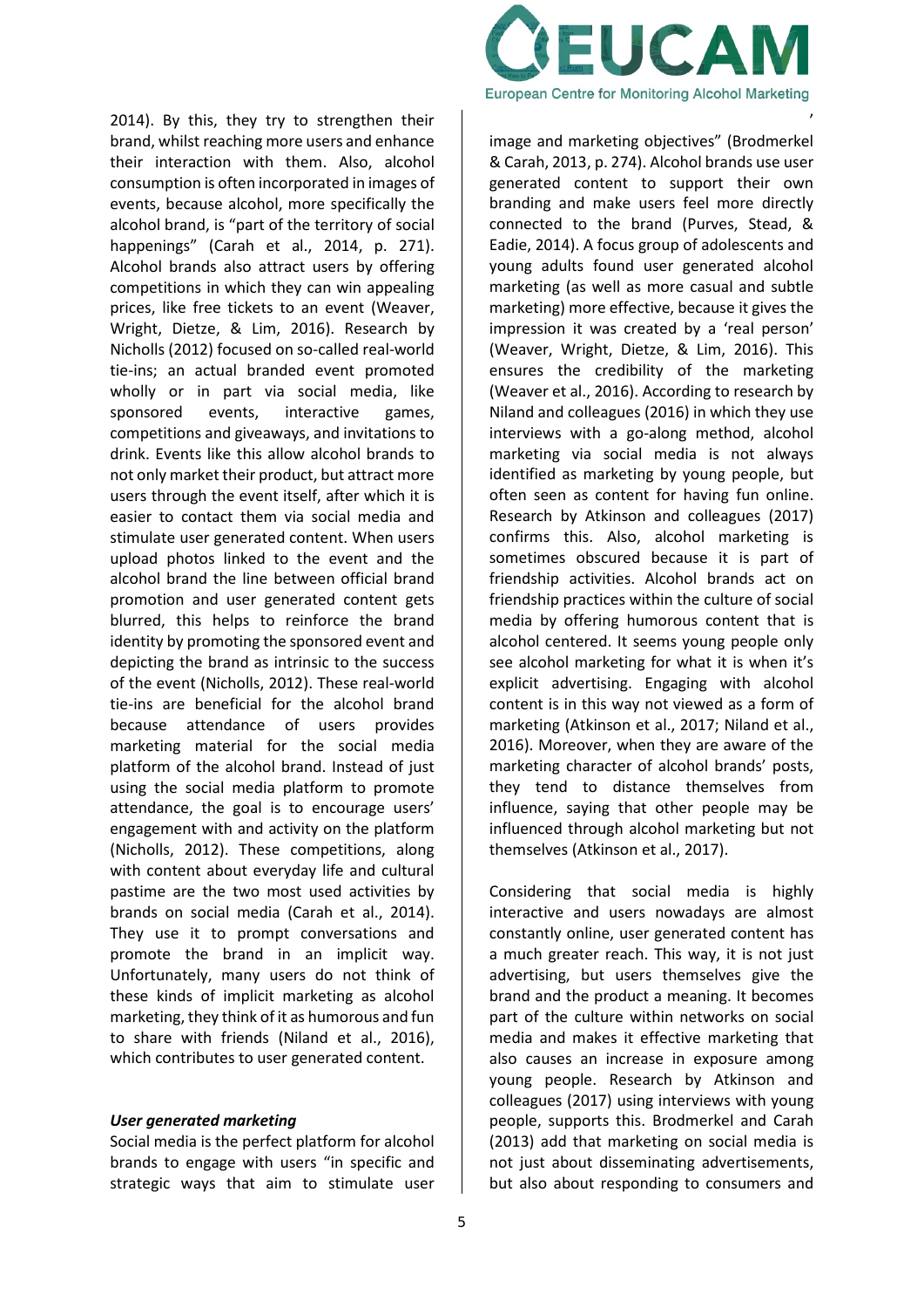2014). By this, they try to strengthen their brand, whilst reaching more users and enhance their interaction with them. Also, alcohol consumption is often incorporated in images of events, because alcohol, more specifically the alcohol brand, is "part of the territory of social happenings" (Carah et al., 2014, p. 271). Alcohol brands also attract users by offering competitions in which they can win appealing prices, like free tickets to an event (Weaver, Wright, Dietze, & Lim, 2016). Research by Nicholls (2012) focused on so-called real-world tie-ins; an actual branded event promoted wholly or in part via social media, like sponsored events, interactive games, competitions and giveaways, and invitations to drink. Events like this allow alcohol brands to not only market their product, but attract more users through the event itself, after which it is easier to contact them via social media and stimulate user generated content. When users upload photos linked to the event and the alcohol brand the line between official brand promotion and user generated content gets blurred, this helps to reinforce the brand identity by promoting the sponsored event and depicting the brand as intrinsic to the success of the event (Nicholls, 2012). These real-world tie-ins are beneficial for the alcohol brand because attendance of users provides marketing material for the social media platform of the alcohol brand. Instead of just using the social media platform to promote attendance, the goal is to encourage users' engagement with and activity on the platform (Nicholls, 2012). These competitions, along with content about everyday life and cultural pastime are the two most used activities by brands on social media (Carah et al., 2014). They use it to prompt conversations and promote the brand in an implicit way. Unfortunately, many users do not think of these kinds of implicit marketing as alcohol marketing, they think of it as humorous and fun to share with friends (Niland et al., 2016), which contributes to user generated content.

***User generated marketing***

Social media is the perfect platform for alcohol brands to engage with users "in specific and strategic ways that aim to stimulate user image and marketing objectives" (Brodmerkel & Carah, 2013, p. 274). Alcohol brands use user generated content to support their own branding and make users feel more directly connected to the brand (Purves, Stead, & Eadie, 2014). A focus group of adolescents and young adults found user generated alcohol marketing (as well as more casual and subtle marketing) more effective, because it gives the impression it was created by a 'real person' (Weaver, Wright, Dietze, & Lim, 2016). This ensures the credibility of the marketing (Weaver et al., 2016). According to research by Niland and colleagues (2016) in which they use interviews with a go-along method, alcohol marketing via social media is not always identified as marketing by young people, but often seen as content for having fun online. Research by Atkinson and colleagues (2017) confirms this. Also, alcohol marketing is sometimes obscured because it is part of friendship activities. Alcohol brands act on friendship practices within the culture of social media by offering humorous content that is alcohol centered. It seems young people only see alcohol marketing for what it is when it's explicit advertising. Engaging with alcohol content is in this way not viewed as a form of marketing (Atkinson et al., 2017; Niland et al., 2016). Moreover, when they are aware of the marketing character of alcohol brands' posts, they tend to distance themselves from influence, saying that other people may be influenced through alcohol marketing but not themselves (Atkinson et al., 2017).

Considering that social media is highly interactive and users nowadays are almost constantly online, user generated content has a much greater reach. This way, it is not just advertising, but users themselves give the brand and the product a meaning. It becomes part of the culture within networks on social media and makes it effective marketing that also causes an increase in exposure among young people. Research by Atkinson and colleagues (2017) using interviews with young people, supports this. Brodmerkel and Carah (2013) add that marketing on social media is not just about disseminating advertisements, but also about responding to consumers and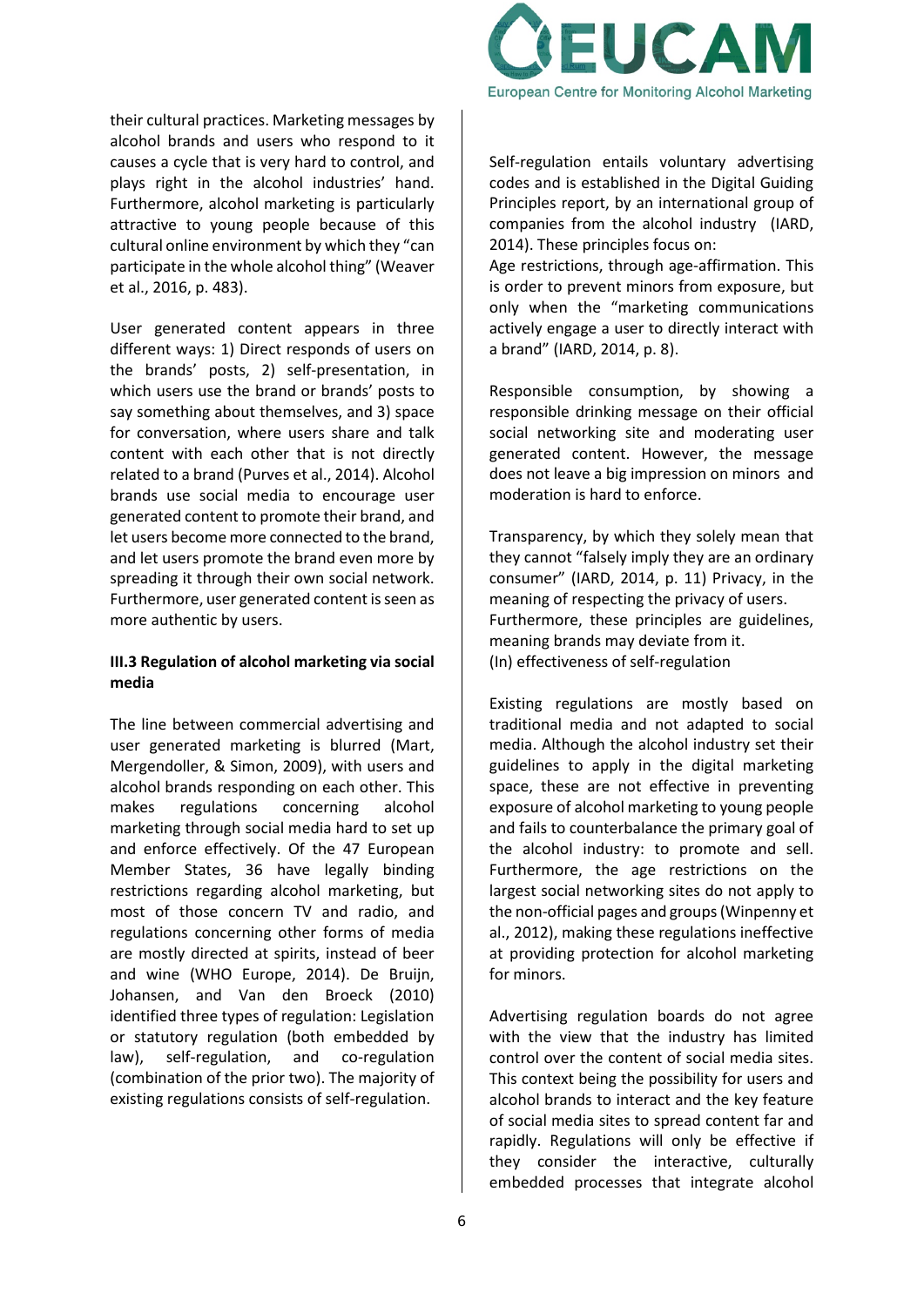their cultural practices. Marketing messages by alcohol brands and users who respond to it causes a cycle that is very hard to control, and plays right in the alcohol industries' hand. Furthermore, alcohol marketing is particularly attractive to young people because of this cultural online environment by which they "can participate in the whole alcohol thing" (Weaver et al., 2016, p. 483).

User generated content appears in three different ways: 1) Direct responds of users on the brands' posts, 2) self-presentation, in which users use the brand or brands' posts to say something about themselves, and 3) space for conversation, where users share and talk content with each other that is not directly related to a brand (Purves et al., 2014). Alcohol brands use social media to encourage user generated content to promote their brand, and let users become more connected to the brand, and let users promote the brand even more by spreading it through their own social network. Furthermore, user generated content is seen as more authentic by users.

### III.3 Regulation of alcohol marketing via social media

The line between commercial advertising and user generated marketing is blurred (Mart, Mergendoller, & Simon, 2009), with users and alcohol brands responding on each other. This makes regulations concerning alcohol marketing through social media hard to set up and enforce effectively. Of the 47 European Member States, 36 have legally binding restrictions regarding alcohol marketing, but most of those concern TV and radio, and regulations concerning other forms of media are mostly directed at spirits, instead of beer and wine (WHO Europe, 2014). De Bruijn, Johansen, and Van den Broeck (2010) identified three types of regulation: Legislation or statutory regulation (both embedded by law), self-regulation, and co-regulation (combination of the prior two). The majority of existing regulations consists of self-regulation.

Self-regulation entails voluntary advertising codes and is established in the Digital Guiding Principles report, by an international group of companies from the alcohol industry (IARD, 2014). These principles focus on:

Age restrictions, through age-affirmation. This is order to prevent minors from exposure, but only when the "marketing communications actively engage a user to directly interact with a brand" (IARD, 2014, p. 8).

Responsible consumption, by showing a responsible drinking message on their official social networking site and moderating user generated content. However, the message does not leave a big impression on minors and moderation is hard to enforce.

Transparency, by which they solely mean that they cannot "falsely imply they are an ordinary consumer" (IARD, 2014, p. 11) Privacy, in the meaning of respecting the privacy of users.
Furthermore, these principles are guidelines, meaning brands may deviate from it.
(In) effectiveness of self-regulation

Existing regulations are mostly based on traditional media and not adapted to social media. Although the alcohol industry set their guidelines to apply in the digital marketing space, these are not effective in preventing exposure of alcohol marketing to young people and fails to counterbalance the primary goal of the alcohol industry: to promote and sell. Furthermore, the age restrictions on the largest social networking sites do not apply to the non-official pages and groups (Winpenny et al., 2012), making these regulations ineffective at providing protection for alcohol marketing for minors.

Advertising regulation boards do not agree with the view that the industry has limited control over the content of social media sites. This context being the possibility for users and alcohol brands to interact and the key feature of social media sites to spread content far and rapidly. Regulations will only be effective if they consider the interactive, culturally embedded processes that integrate alcohol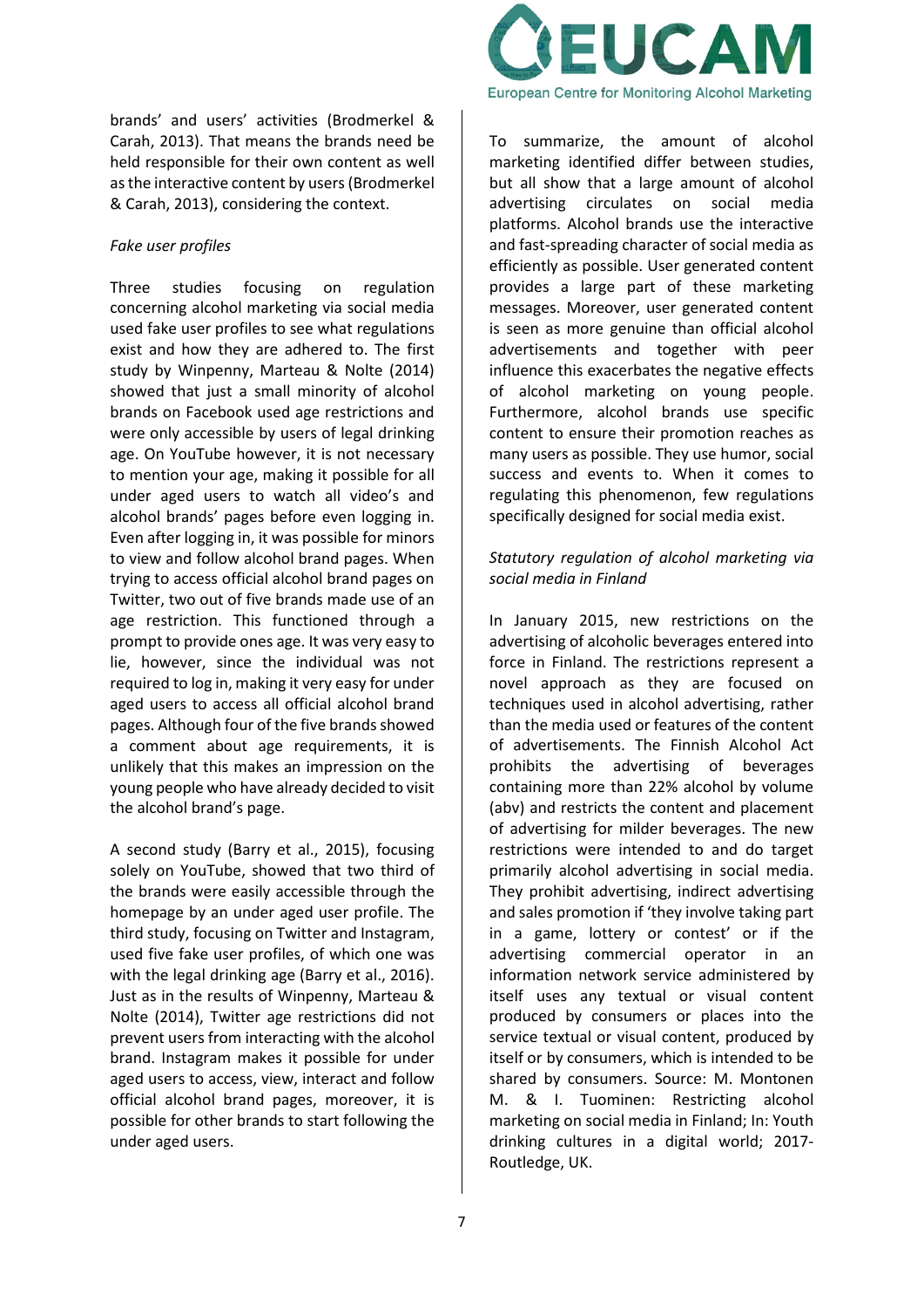brands' and users' activities (Brodmerkel & Carah, 2013). That means the brands need be held responsible for their own content as well as the interactive content by users (Brodmerkel & Carah, 2013), considering the context.

*Fake user profiles*

Three studies focusing on regulation concerning alcohol marketing via social media used fake user profiles to see what regulations exist and how they are adhered to. The first study by Winpenny, Marteau & Nolte (2014) showed that just a small minority of alcohol brands on Facebook used age restrictions and were only accessible by users of legal drinking age. On YouTube however, it is not necessary to mention your age, making it possible for all under aged users to watch all video's and alcohol brands' pages before even logging in. Even after logging in, it was possible for minors to view and follow alcohol brand pages. When trying to access official alcohol brand pages on Twitter, two out of five brands made use of an age restriction. This functioned through a prompt to provide ones age. It was very easy to lie, however, since the individual was not required to log in, making it very easy for under aged users to access all official alcohol brand pages. Although four of the five brands showed a comment about age requirements, it is unlikely that this makes an impression on the young people who have already decided to visit the alcohol brand's page.

A second study (Barry et al., 2015), focusing solely on YouTube, showed that two third of the brands were easily accessible through the homepage by an under aged user profile. The third study, focusing on Twitter and Instagram, used five fake user profiles, of which one was with the legal drinking age (Barry et al., 2016). Just as in the results of Winpenny, Marteau & Nolte (2014), Twitter age restrictions did not prevent users from interacting with the alcohol brand. Instagram makes it possible for under aged users to access, view, interact and follow official alcohol brand pages, moreover, it is possible for other brands to start following the under aged users.

To summarize, the amount of alcohol marketing identified differ between studies, but all show that a large amount of alcohol advertising circulates on social media platforms. Alcohol brands use the interactive and fast-spreading character of social media as efficiently as possible. User generated content provides a large part of these marketing messages. Moreover, user generated content is seen as more genuine than official alcohol advertisements and together with peer influence this exacerbates the negative effects of alcohol marketing on young people. Furthermore, alcohol brands use specific content to ensure their promotion reaches as many users as possible. They use humor, social success and events to. When it comes to regulating this phenomenon, few regulations specifically designed for social media exist.

*Statutory regulation of alcohol marketing via social media in Finland*

In January 2015, new restrictions on the advertising of alcoholic beverages entered into force in Finland. The restrictions represent a novel approach as they are focused on techniques used in alcohol advertising, rather than the media used or features of the content of advertisements. The Finnish Alcohol Act prohibits the advertising of beverages containing more than 22% alcohol by volume (abv) and restricts the content and placement of advertising for milder beverages. The new restrictions were intended to and do target primarily alcohol advertising in social media. They prohibit advertising, indirect advertising and sales promotion if 'they involve taking part in a game, lottery or contest' or if the advertising commercial operator in an information network service administered by itself uses any textual or visual content produced by consumers or places into the service textual or visual content, produced by itself or by consumers, which is intended to be shared by consumers. Source: M. Montonen M. & I. Tuominen: Restricting alcohol marketing on social media in Finland; In: Youth drinking cultures in a digital world; 2017- Routledge, UK.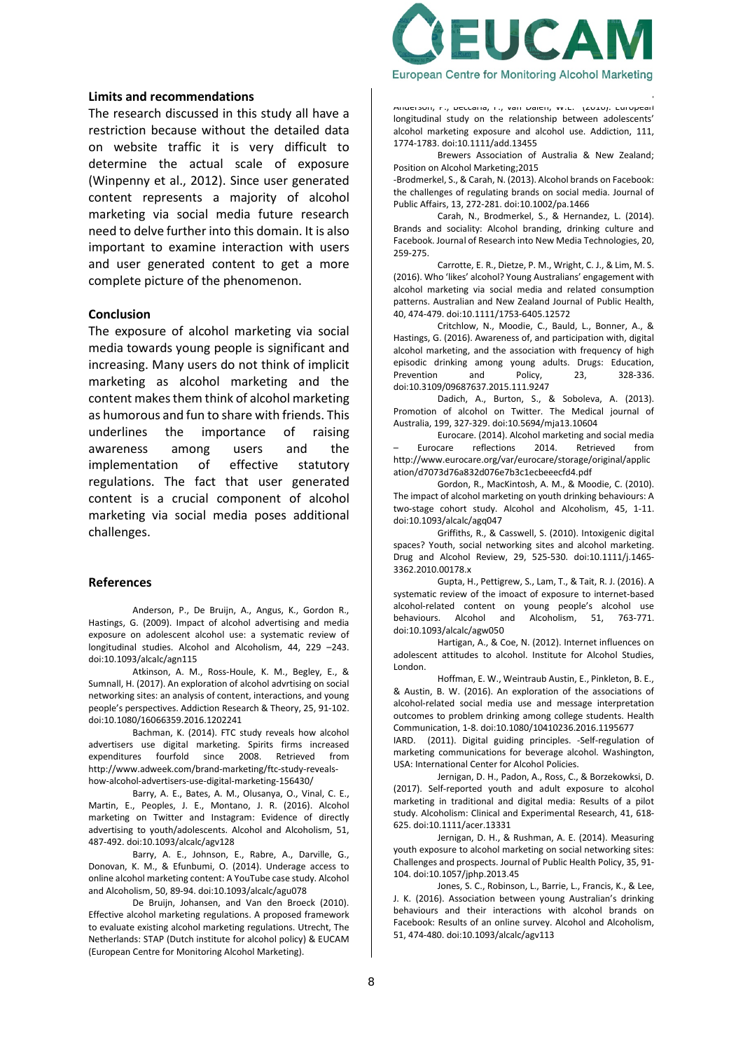## Limits and recommendations

The research discussed in this study all have a restriction because without the detailed data on website traffic it is very difficult to determine the actual scale of exposure (Winpenny et al., 2012). Since user generated content represents a majority of alcohol marketing via social media future research need to delve further into this domain. It is also important to examine interaction with users and user generated content to get a more complete picture of the phenomenon.

## Conclusion

The exposure of alcohol marketing via social media towards young people is significant and increasing. Many users do not think of implicit marketing as alcohol marketing and the content makes them think of alcohol marketing as humorous and fun to share with friends. This underlines the importance of raising awareness among users and the implementation of effective statutory regulations. The fact that user generated content is a crucial component of alcohol marketing via social media poses additional challenges.

## References

Anderson, P., De Bruijn, A., Angus, K., Gordon R., Hastings, G. (2009). Impact of alcohol advertising and media exposure on adolescent alcohol use: a systematic review of longitudinal studies. Alcohol and Alcoholism, 44, 229 –243. doi:10.1093/alcalc/agn115

Atkinson, A. M., Ross-Houle, K. M., Begley, E., & Sumnall, H. (2017). An exploration of alcohol advrtising on social networking sites: an analysis of content, interactions, and young people's perspectives. Addiction Research & Theory, 25, 91-102. doi:10.1080/16066359.2016.1202241

Bachman, K. (2014). FTC study reveals how alcohol advertisers use digital marketing. Spirits firms increased expenditures fourfold since 2008. Retrieved from http://www.adweek.com/brand-marketing/ftc-study-reveals-how-alcohol-advertisers-use-digital-marketing-156430/

Barry, A. E., Bates, A. M., Olusanya, O., Vinal, C. E., Martin, E., Peoples, J. E., Montano, J. R. (2016). Alcohol marketing on Twitter and Instagram: Evidence of directly advertising to youth/adolescents. Alcohol and Alcoholism, 51, 487-492. doi:10.1093/alcalc/agv128

Barry, A. E., Johnson, E., Rabre, A., Darville, G., Donovan, K. M., & Efunbumi, O. (2014). Underage access to online alcohol marketing content: A YouTube case study. Alcohol and Alcoholism, 50, 89-94. doi:10.1093/alcalc/agu078

De Bruijn, Johansen, and Van den Broeck (2010). Effective alcohol marketing regulations. A proposed framework to evaluate existing alcohol marketing regulations. Utrecht, The Netherlands: STAP (Dutch institute for alcohol policy) & EUCAM (European Centre for Monitoring Alcohol Marketing).

Anderson, P., Beccaria, F., van Dalen, W.E. (2016). European longitudinal study on the relationship between adolescents' alcohol marketing exposure and alcohol use. Addiction, 111, 1774-1783. doi:10.1111/add.13455

Brewers Association of Australia & New Zealand; Position on Alcohol Marketing;2015

-Brodmerkel, S., & Carah, N. (2013). Alcohol brands on Facebook: the challenges of regulating brands on social media. Journal of Public Affairs, 13, 272-281. doi:10.1002/pa.1466

Carah, N., Brodmerkel, S., & Hernandez, L. (2014). Brands and sociality: Alcohol branding, drinking culture and Facebook. Journal of Research into New Media Technologies, 20, 259-275.

Carrotte, E. R., Dietze, P. M., Wright, C. J., & Lim, M. S. (2016). Who 'likes' alcohol? Young Australians' engagement with alcohol marketing via social media and related consumption patterns. Australian and New Zealand Journal of Public Health, 40, 474-479. doi:10.1111/1753-6405.12572

Critchlow, N., Moodie, C., Bauld, L., Bonner, A., & Hastings, G. (2016). Awareness of, and participation with, digital alcohol marketing, and the association with frequency of high episodic drinking among young adults. Drugs: Education, Prevention and Policy, 23, 328-336. doi:10.3109/09687637.2015.111.9247

Dadich, A., Burton, S., & Soboleva, A. (2013). Promotion of alcohol on Twitter. The Medical journal of Australia, 199, 327-329. doi:10.5694/mja13.10604

Eurocare. (2014). Alcohol marketing and social media – Eurocare reflections 2014. Retrieved from http://www.eurocare.org/var/eurocare/storage/original/application/d7073d76a832d076e7b3c1ecbeeecfd4.pdf

Gordon, R., MacKintosh, A. M., & Moodie, C. (2010). The impact of alcohol marketing on youth drinking behaviours: A two-stage cohort study. Alcohol and Alcoholism, 45, 1-11. doi:10.1093/alcalc/agq047

Griffiths, R., & Casswell, S. (2010). Intoxigenic digital spaces? Youth, social networking sites and alcohol marketing. Drug and Alcohol Review, 29, 525-530. doi:10.1111/j.1465-3362.2010.00178.x

Gupta, H., Pettigrew, S., Lam, T., & Tait, R. J. (2016). A systematic review of the imoact of exposure to internet-based alcohol-related content on young people's alcohol use behaviours. Alcohol and Alcoholism, 51, 763-771. doi:10.1093/alcalc/agw050

Hartigan, A., & Coe, N. (2012). Internet influences on adolescent attitudes to alcohol. Institute for Alcohol Studies, London.

Hoffman, E. W., Weintraub Austin, E., Pinkleton, B. E., & Austin, B. W. (2016). An exploration of the associations of alcohol-related social media use and message interpretation outcomes to problem drinking among college students. Health Communication, 1-8. doi:10.1080/10410236.2016.1195677

IARD. (2011). Digital guiding principles. -Self-regulation of marketing communications for beverage alcohol. Washington, USA: International Center for Alcohol Policies.

Jernigan, D. H., Padon, A., Ross, C., & Borzekowski, D. (2017). Self-reported youth and adult exposure to alcohol marketing in traditional and digital media: Results of a pilot study. Alcoholism: Clinical and Experimental Research, 41, 618-625. doi:10.1111/acer.13331

Jernigan, D. H., & Rushman, A. E. (2014). Measuring youth exposure to alcohol marketing on social networking sites: Challenges and prospects. Journal of Public Health Policy, 35, 91-104. doi:10.1057/jphp.2013.45

Jones, S. C., Robinson, L., Barrie, L., Francis, K., & Lee, J. K. (2016). Association between young Australian's drinking behaviours and their interactions with alcohol brands on Facebook: Results of an online survey. Alcohol and Alcoholism, 51, 474-480. doi:10.1093/alcalc/agv113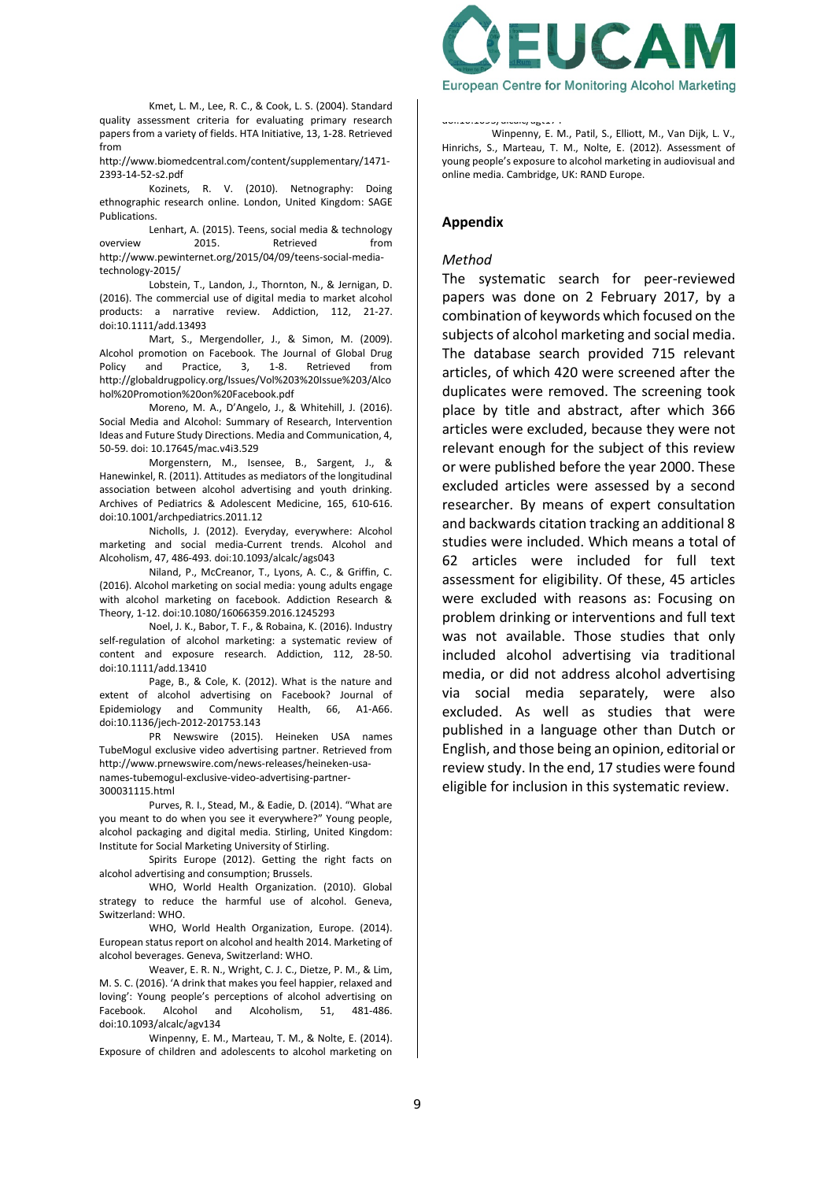Kmet, L. M., Lee, R. C., & Cook, L. S. (2004). Standard quality assessment criteria for evaluating primary research papers from a variety of fields. HTA Initiative, 13, 1-28. Retrieved from http://www.biomedcentral.com/content/supplementary/1471-2393-14-52-s2.pdf

Kozinets, R. V. (2010). Netnography: Doing ethnographic research online. London, United Kingdom: SAGE Publications.

Lenhart, A. (2015). Teens, social media & technology overview 2015. Retrieved from http://www.pewinternet.org/2015/04/09/teens-social-media-technology-2015/

Lobstein, T., Landon, J., Thornton, N., & Jernigan, D. (2016). The commercial use of digital media to market alcohol products: a narrative review. Addiction, 112, 21-27. doi:10.1111/add.13493

Mart, S., Mergendoller, J., & Simon, M. (2009). Alcohol promotion on Facebook. The Journal of Global Drug Policy and Practice, 3, 1-8. Retrieved from http://globaldrugpolicy.org/Issues/Vol%203%20Issue%203/Alcohol%20Promotion%20on%20Facebook.pdf

Moreno, M. A., D'Angelo, J., & Whitehill, J. (2016). Social Media and Alcohol: Summary of Research, Intervention Ideas and Future Study Directions. Media and Communication, 4, 50-59. doi: 10.17645/mac.v4i3.529

Morgenstern, M., Isensee, B., Sargent, J., & Hanewinkel, R. (2011). Attitudes as mediators of the longitudinal association between alcohol advertising and youth drinking. Archives of Pediatrics & Adolescent Medicine, 165, 610-616. doi:10.1001/archpediatrics.2011.12

Nicholls, J. (2012). Everyday, everywhere: Alcohol marketing and social media-Current trends. Alcohol and Alcoholism, 47, 486-493. doi:10.1093/alcalc/ags043

Niland, P., McCreanor, T., Lyons, A. C., & Griffin, C. (2016). Alcohol marketing on social media: young adults engage with alcohol marketing on facebook. Addiction Research & Theory, 1-12. doi:10.1080/16066359.2016.1245293

Noel, J. K., Babor, T. F., & Robaina, K. (2016). Industry self-regulation of alcohol marketing: a systematic review of content and exposure research. Addiction, 112, 28-50. doi:10.1111/add.13410

Page, B., & Cole, K. (2012). What is the nature and extent of alcohol advertising on Facebook? Journal of Epidemiology and Community Health, 66, A1-A66. doi:10.1136/jech-2012-201753.143

PR Newswire (2015). Heineken USA names TubeMogul exclusive video advertising partner. Retrieved from http://www.prnewswire.com/news-releases/heineken-usa-names-tubemogul-exclusive-video-advertising-partner-300031115.html

Purves, R. I., Stead, M., & Eadie, D. (2014). "What are you meant to do when you see it everywhere?" Young people, alcohol packaging and digital media. Stirling, United Kingdom: Institute for Social Marketing University of Stirling.

Spirits Europe (2012). Getting the right facts on alcohol advertising and consumption; Brussels.

WHO, World Health Organization. (2010). Global strategy to reduce the harmful use of alcohol. Geneva, Switzerland: WHO.

WHO, World Health Organization, Europe. (2014). European status report on alcohol and health 2014. Marketing of alcohol beverages. Geneva, Switzerland: WHO.

Weaver, E. R. N., Wright, C. J. C., Dietze, P. M., & Lim, M. S. C. (2016). 'A drink that makes you feel happier, relaxed and loving': Young people's perceptions of alcohol advertising on Facebook. Alcohol and Alcoholism, 51, 481-486. doi:10.1093/alcalc/agv134

Winpenny, E. M., Marteau, T. M., & Nolte, E. (2014). Exposure of children and adolescents to alcohol marketing on doi:10.1093/alcalc/agt174

Winpenny, E. M., Patil, S., Elliott, M., Van Dijk, L. V., Hinrichs, S., Marteau, T. M., Nolte, E. (2012). Assessment of young people's exposure to alcohol marketing in audiovisual and online media. Cambridge, UK: RAND Europe.

## Appendix

### *Method*

The systematic search for peer-reviewed papers was done on 2 February 2017, by a combination of keywords which focused on the subjects of alcohol marketing and social media. The database search provided 715 relevant articles, of which 420 were screened after the duplicates were removed. The screening took place by title and abstract, after which 366 articles were excluded, because they were not relevant enough for the subject of this review or were published before the year 2000. These excluded articles were assessed by a second researcher. By means of expert consultation and backwards citation tracking an additional 8 studies were included. Which means a total of 62 articles were included for full text assessment for eligibility. Of these, 45 articles were excluded with reasons as: Focusing on problem drinking or interventions and full text was not available. Those studies that only included alcohol advertising via traditional media, or did not address alcohol advertising via social media separately, were also excluded. As well as studies that were published in a language other than Dutch or English, and those being an opinion, editorial or review study. In the end, 17 studies were found eligible for inclusion in this systematic review.